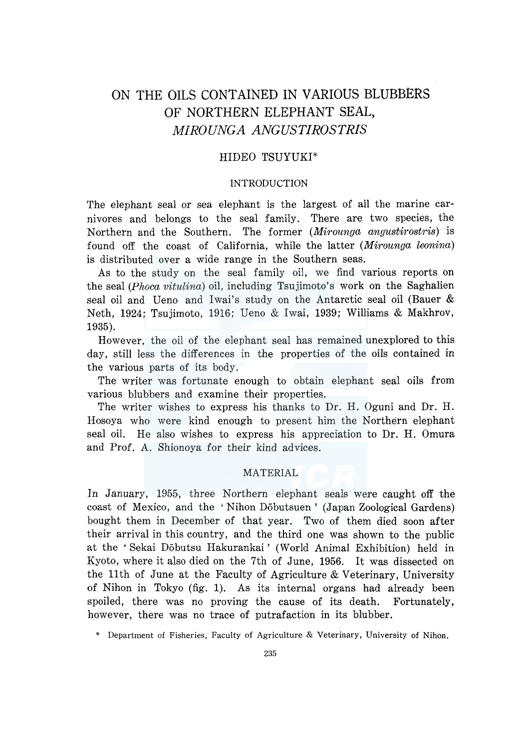# ON THE OILS CONTAINED IN VARIOUS BLUBBERS OF NORTHERN ELEPHANT SEAL, *MIROUNGA ANGUSTIROSTRIS*

HIDEO TSUYUKI*

## INTRODUCTION

The elephant seal or sea elephant is the largest of all the marine carnivores and belongs to the seal family. There are two species, the Northern and the Southern. The former (*Mirounga angustirostris*) is found off the coast of California, while the latter (*Mirounga leonina*) is distributed over a wide range in the Southern seas.

As to the study on the seal family oil, we find various reports on the seal (*Phoca vitulina*) oil, including Tsujimoto's work on the Saghalien seal oil and Ueno and Iwai's study on the Antarctic seal oil (Bauer & Neth, 1924; Tsujimoto, 1916; Ueno & Iwai, 1939; Williams & Makhrov, 1935).

However, the oil of the elephant seal has remained unexplored to this day, still less the differences in the properties of the oils contained in the various parts of its body.

The writer was fortunate enough to obtain elephant seal oils from various blubbers and examine their properties.

The writer wishes to express his thanks to Dr. H. Oguni and Dr. H. Hosoya who were kind enough to present him the Northern elephant seal oil. He also wishes to express his appreciation to Dr. H. Omura and Prof. A. Shionoya for their kind advices.

## MATERIAL

In January, 1955, three Northern elephant seals were caught off the coast of Mexico, and the 'Nihon Dōbutsuen' (Japan Zoological Gardens) bought them in December of that year. Two of them died soon after their arrival in this country, and the third one was shown to the public at the 'Sekai Dōbutsu Hakurankai' (World Animal Exhibition) held in Kyoto, where it also died on the 7th of June, 1956. It was dissected on the 11th of June at the Faculty of Agriculture & Veterinary, University of Nihon in Tokyo (fig. 1). As its internal organs had already been spoiled, there was no proving the cause of its death. Fortunately, however, there was no trace of putrafaction in its blubber.

\* Department of Fisheries, Faculty of Agriculture & Veterinary, University of Nihon.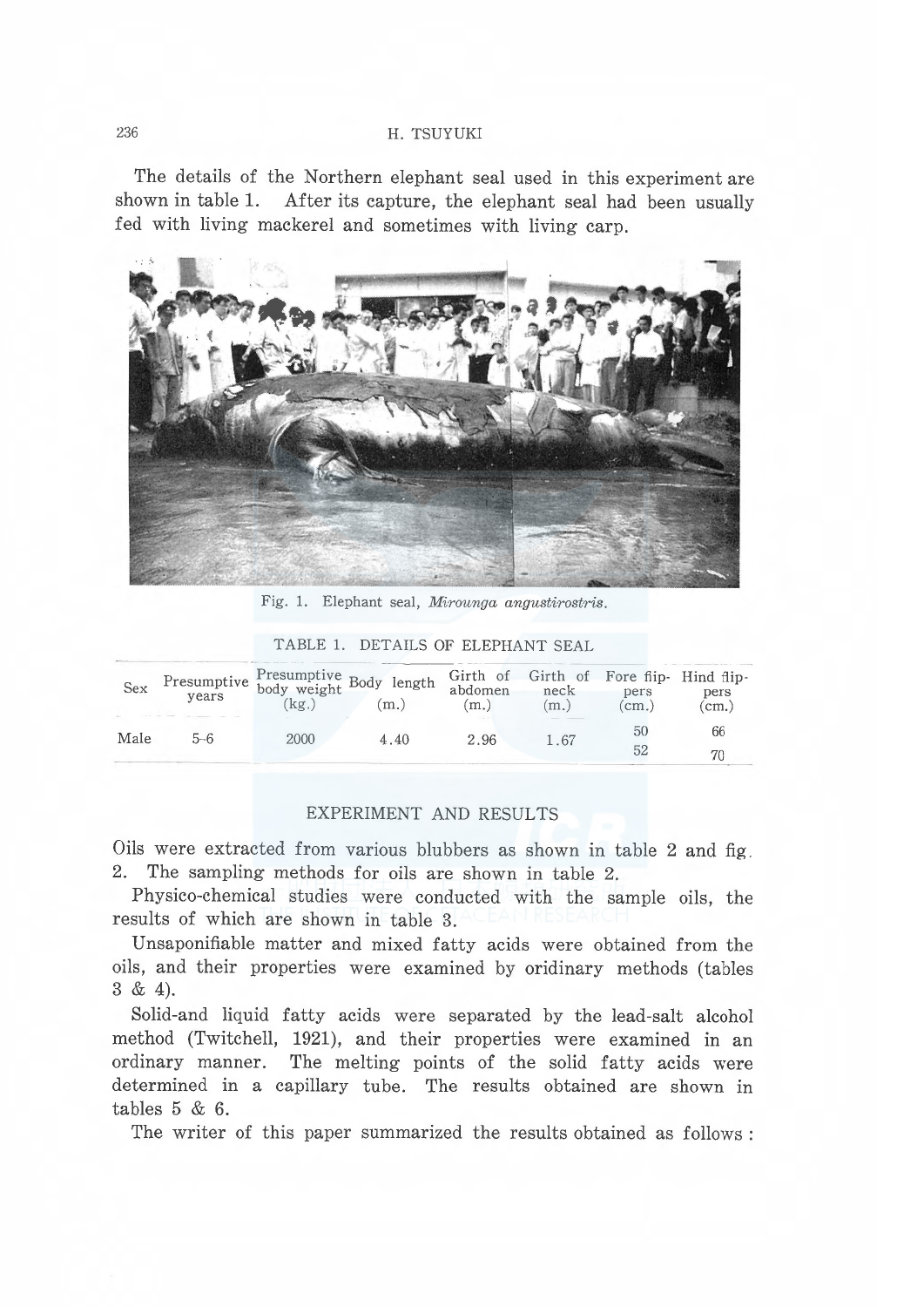The details of the Northern elephant seal used in this experiment are shown in table 1. After its capture, the elephant seal had been usually fed with living mackerel and sometimes with living carp.

Fig. 1. Elephant seal, *Mirounga angustirostris*.

TABLE 1. DETAILS OF ELEPHANT SEAL

| Sex | Presumptive years | Presumptive body weight (kg.) | Body length (m.) | Girth of abdomen (m.) | Girth of neck (m.) | Fore flippers (cm.) | Hind flippers (cm.) |
|---|---|---|---|---|---|---|---|
| Male | 5–6 | 2000 | 4.40 | 2.96 | 1.67 | 50<br>52 | 66<br>70 |

## EXPERIMENT AND RESULTS

Oils were extracted from various blubbers as shown in table 2 and fig. 2. The sampling methods for oils are shown in table 2.

Physico-chemical studies were conducted with the sample oils, the results of which are shown in table 3.

Unsaponifiable matter and mixed fatty acids were obtained from the oils, and their properties were examined by oridinary methods (tables 3 & 4).

Solid-and liquid fatty acids were separated by the lead-salt alcohol method (Twitchell, 1921), and their properties were examined in an ordinary manner. The melting points of the solid fatty acids were determined in a capillary tube. The results obtained are shown in tables 5 & 6.

The writer of this paper summarized the results obtained as follows :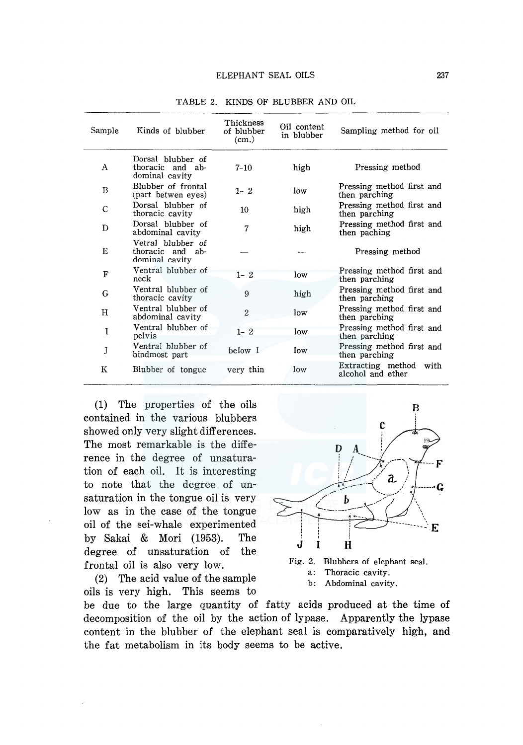TABLE 2. KINDS OF BLUBBER AND OIL

| Sample | Kinds of blubber | Thickness of blubber (cm.) | Oil content in blubber | Sampling method for oil |
|---|---|---|---|---|
| A | Dorsal blubber of thoracic and abdominal cavity | 7-10 | high | Pressing method |
| B | Blubber of frontal (part betwen eyes) | 1- 2 | low | Pressing method first and then parching |
| C | Dorsal blubber of thoracic cavity | 10 | high | Pressing method first and then parching |
| D | Dorsal blubber of abdominal cavity | 7 | high | Pressing method first and then paching |
| E | Vetral blubber of thoracic and abdominal cavity | — | — | Pressing method |
| F | Ventral blubber of neck | 1- 2 | low | Pressing method first and then parching |
| G | Ventral blubber of thoracic cavity | 9 | high | Pressing method first and then parching |
| H | Ventral blubber of abdominal cavity | 2 | low | Pressing method first and then parching |
| I | Ventral blubber of pelvis | 1- 2 | low | Pressing method first and then parching |
| J | Ventral blubber of hindmost part | below 1 | low | Pressing method first and then parching |
| K | Blubber of tongue | very thin | low | Extracting method with alcohol and ether |

(1) The properties of the oils contained in the various blubbers showed only very slight differences. The most remarkable is the difference in the degree of unsaturation of each oil. It is interesting to note that the degree of unsaturation in the tongue oil is very low as in the case of the tongue oil of the sei-whale experimented by Sakai & Mori (1953). The degree of unsaturation of the frontal oil is also very low.

Fig. 2. Blubbers of elephant seal.
a: Thoracic cavity.
b: Abdominal cavity.

(2) The acid value of the sample oils is very high. This seems to be due to the large quantity of fatty acids produced at the time of decomposition of the oil by the action of lypase. Apparently the lypase content in the blubber of the elephant seal is comparatively high, and the fat metabolism in its body seems to be active.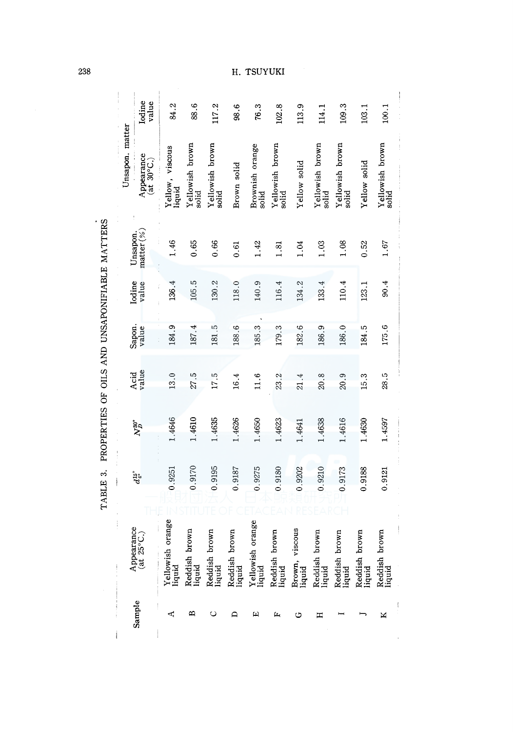TABLE 3. PROPERTIES OF OILS AND UNSAPONIFIABLE MATTERS

| Sample | Appearance (at 25°C.) | $d_{4°}^{15°}$ | $N_D^{30°}$ | Acid value | Sapon. value | Iodine value | Unsapon. matter (%) | Unsapon. matter | |
|---|---|---|---|---|---|---|---|---|---|
| | | | | | | | | Appearance (at 30°C.) | Iodine value |
| A | Yellowish orange liquid | 0.9251 | 1.4646 | 13.0 | 184.9 | 136.4 | 1.46 | Yellow, viscous liquid | 84.2 |
| B | Reddish brown liquid | 0.9170 | 1.4610 | 27.5 | 187.4 | 105.5 | 0.65 | Yellowish brown solid | 88.6 |
| C | Reddish brown liquid | 0.9195 | 1.4635 | 17.5 | 181.5 | 130.2 | 0.66 | Yellowish brown solid | 117.2 |
| D | Reddish brown liquid | 0.9187 | 1.4626 | 16.4 | 188.6 | 118.0 | 0.61 | Brown solid | 98.6 |
| E | Yellowish orange liquid | 0.9275 | 1.4650 | 11.6 | 185.3 | 140.9 | 1.42 | Brownish orange solid | 76.3 |
| F | Reddish brown liquid | 0.9180 | 1.4623 | 23.2 | 179.3 | 116.4 | 1.81 | Yellowish brown solid | 102.8 |
| G | Brown, viscous liquid | 0.9202 | 1.4641 | 21.4 | 182.6 | 134.2 | 1.04 | Yellow solid | 113.9 |
| H | Reddish brown liquid | 0.9210 | 1.4638 | 20.8 | 186.9 | 133.4 | 1.03 | Yellowish brown solid | 114.1 |
| I | Reddish brown liquid | 0.9173 | 1.4616 | 20.9 | 186.0 | 110.4 | 1.08 | Yellowish brown solid | 109.3 |
| J | Reddish brown liquid | 0.9188 | 1.4630 | 15.3 | 184.5 | 123.1 | 0.52 | Yellow solid | 103.1 |
| K | Reddish brown liquid | 0.9121 | 1.4597 | 28.5 | 175.6 | 90.4 | 1.67 | Yellowish brown solid | 100.1 |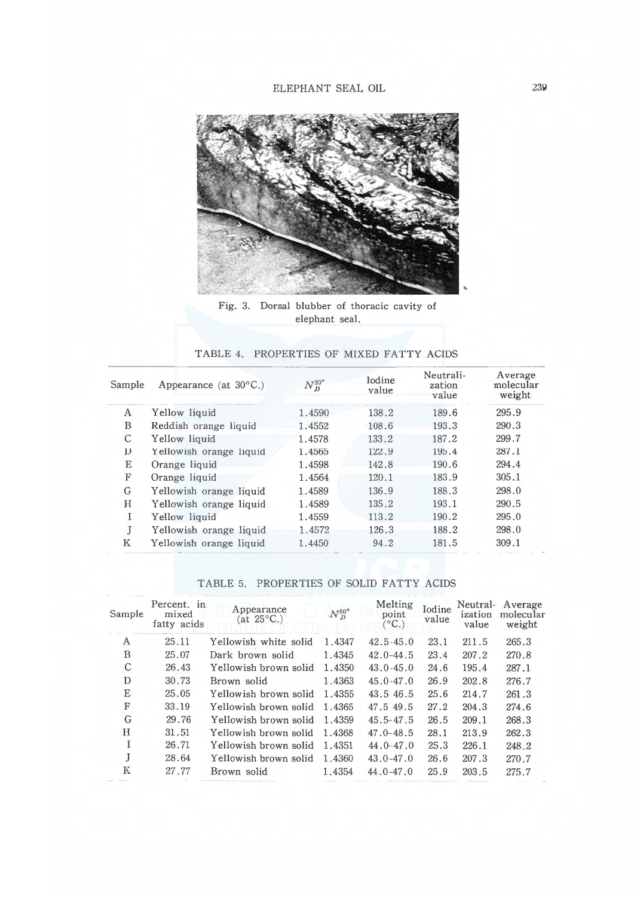Fig. 3. Dorsal blubber of thoracic cavity of elephant seal.

TABLE 4. PROPERTIES OF MIXED FATTY ACIDS

| Sample | Appearance (at 30°C.) | $N_D^{30°}$ | Iodine value | Neutralization value | Average molecular weight |
|---|---|---|---|---|---|
| A | Yellow liquid | 1.4590 | 138.2 | 189.6 | 295.9 |
| B | Reddish orange liquid | 1.4552 | 108.6 | 193.3 | 290.3 |
| C | Yellow liquid | 1.4578 | 133.2 | 187.2 | 299.7 |
| D | Yellowish orange liquid | 1.4565 | 122.9 | 195.4 | 287.1 |
| E | Orange liquid | 1.4598 | 142.8 | 190.6 | 294.4 |
| F | Orange liquid | 1.4564 | 120.1 | 183.9 | 305.1 |
| G | Yellowish orange liquid | 1.4589 | 136.9 | 188.3 | 298.0 |
| H | Yellowish orange liquid | 1.4589 | 135.2 | 193.1 | 290.5 |
| I | Yellow liquid | 1.4559 | 113.2 | 190.2 | 295.0 |
| J | Yellowish orange liquid | 1.4572 | 126.3 | 188.2 | 298.0 |
| K | Yellowish orange liquid | 1.4450 | 94.2 | 181.5 | 309.1 |

TABLE 5. PROPERTIES OF SOLID FATTY ACIDS

| Sample | Percent. in mixed fatty acids | Appearance (at 25°C.) | $N_D^{50°}$ | Melting point (°C.) | Iodine value | Neutralization value | Average molecular weight |
|---|---|---|---|---|---|---|---|
| A | 25.11 | Yellowish white solid | 1.4347 | 42.5-45.0 | 23.1 | 211.5 | 265.3 |
| B | 25.07 | Dark brown solid | 1.4345 | 42.0-44.5 | 23.4 | 207.2 | 270.8 |
| C | 26.43 | Yellowish brown solid | 1.4350 | 43.0-45.0 | 24.6 | 195.4 | 287.1 |
| D | 30.73 | Brown solid | 1.4363 | 45.0-47.0 | 26.9 | 202.8 | 276.7 |
| E | 25.05 | Yellowish brown solid | 1.4355 | 43.5 46.5 | 25.6 | 214.7 | 261.3 |
| F | 33.19 | Yellowish brown solid | 1.4365 | 47.5 49.5 | 27.2 | 204.3 | 274.6 |
| G | 29.76 | Yellowish brown solid | 1.4359 | 45.5-47.5 | 26.5 | 209.1 | 268.3 |
| H | 31.51 | Yellowish brown solid | 1.4368 | 47.0-48.5 | 28.1 | 213.9 | 262.3 |
| I | 26.71 | Yellowish brown solid | 1.4351 | 44.0-47.0 | 25.3 | 226.1 | 248.2 |
| J | 28.64 | Yellowish brown solid | 1.4360 | 43.0-47.0 | 26.6 | 207.3 | 270.7 |
| K | 27.77 | Brown solid | 1.4354 | 44.0-47.0 | 25.9 | 203.5 | 275.7 |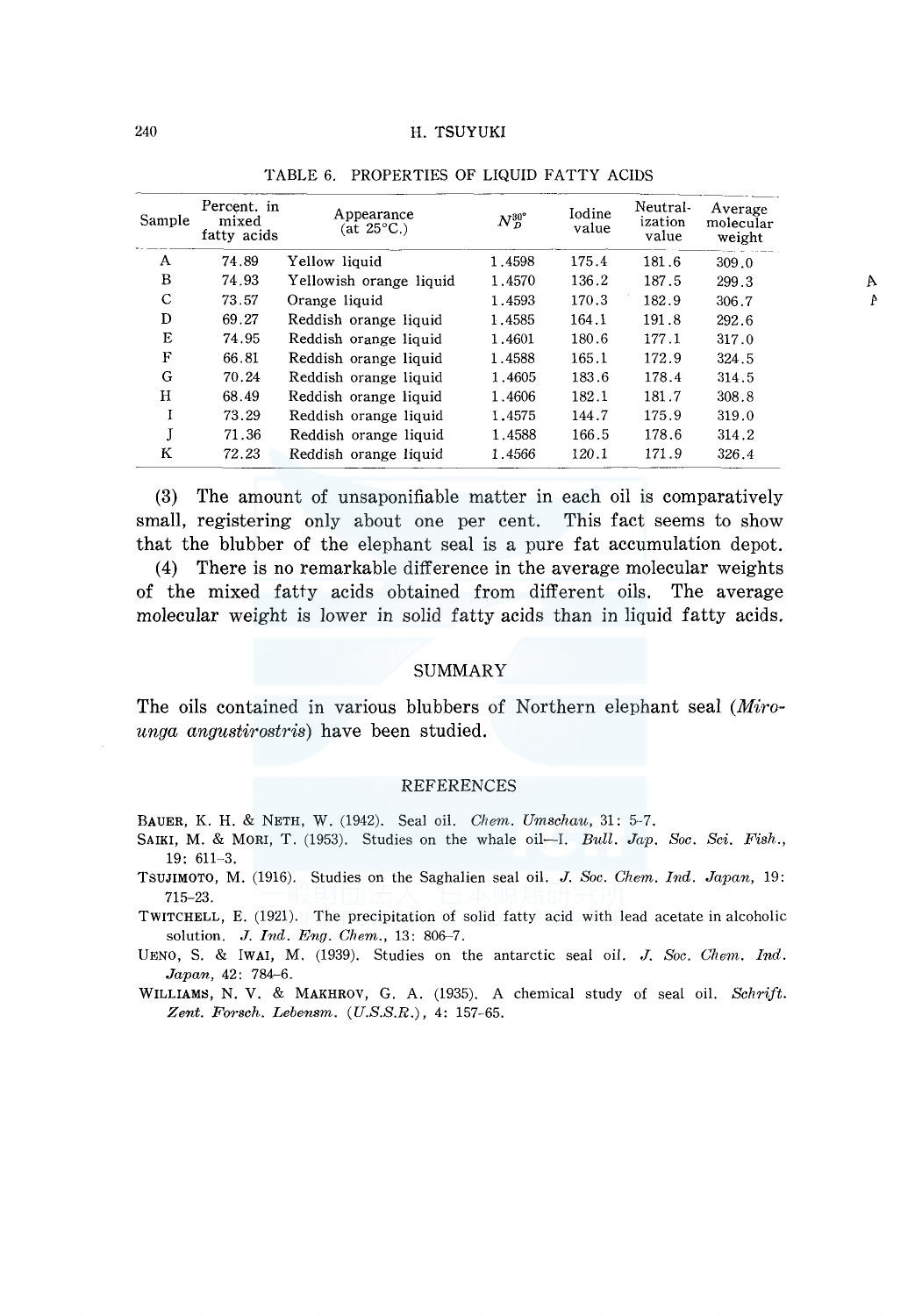TABLE 6. PROPERTIES OF LIQUID FATTY ACIDS

| Sample | Percent. in mixed fatty acids | Appearance (at 25°C.) | $N_D^{30°}$ | Iodine value | Neutralization value | Average molecular weight |
|---|---|---|---|---|---|---|
| A | 74.89 | Yellow liquid | 1.4598 | 175.4 | 181.6 | 309.0 |
| B | 74.93 | Yellowish orange liquid | 1.4570 | 136.2 | 187.5 | 299.3 |
| C | 73.57 | Orange liquid | 1.4593 | 170.3 | 182.9 | 306.7 |
| D | 69.27 | Reddish orange liquid | 1.4585 | 164.1 | 191.8 | 292.6 |
| E | 74.95 | Reddish orange liquid | 1.4601 | 180.6 | 177.1 | 317.0 |
| F | 66.81 | Reddish orange liquid | 1.4588 | 165.1 | 172.9 | 324.5 |
| G | 70.24 | Reddish orange liquid | 1.4605 | 183.6 | 178.4 | 314.5 |
| H | 68.49 | Reddish orange liquid | 1.4606 | 182.1 | 181.7 | 308.8 |
| I | 73.29 | Reddish orange liquid | 1.4575 | 144.7 | 175.9 | 319.0 |
| J | 71.36 | Reddish orange liquid | 1.4588 | 166.5 | 178.6 | 314.2 |
| K | 72.23 | Reddish orange liquid | 1.4566 | 120.1 | 171.9 | 326.4 |

(3) The amount of unsaponifiable matter in each oil is comparatively small, registering only about one per cent. This fact seems to show that the blubber of the elephant seal is a pure fat accumulation depot.

(4) There is no remarkable difference in the average molecular weights of the mixed fatty acids obtained from different oils. The average molecular weight is lower in solid fatty acids than in liquid fatty acids.

## SUMMARY

The oils contained in various blubbers of Northern elephant seal (*Mirounga angustirostris*) have been studied.

## REFERENCES

BAUER, K. H. & NETH, W. (1942). Seal oil. *Chem. Umschau*, 31: 5–7.

SAIKI, M. & MORI, T. (1953). Studies on the whale oil—I. *Bull. Jap. Soc. Sci. Fish.*, 19: 611–3.

TSUJIMOTO, M. (1916). Studies on the Saghalien seal oil. *J. Soc. Chem. Ind. Japan*, 19: 715–23.

TWITCHELL, E. (1921). The precipitation of solid fatty acid with lead acetate in alcoholic solution. *J. Ind. Eng. Chem.*, 13: 806–7.

UENO, S. & IWAI, M. (1939). Studies on the antarctic seal oil. *J. Soc. Chem. Ind. Japan*, 42: 784–6.

WILLIAMS, N. V. & MAKHROV, G. A. (1935). A chemical study of seal oil. *Schrift. Zent. Forsch. Lebensm.* (*U.S.S.R.*), 4: 157–65.